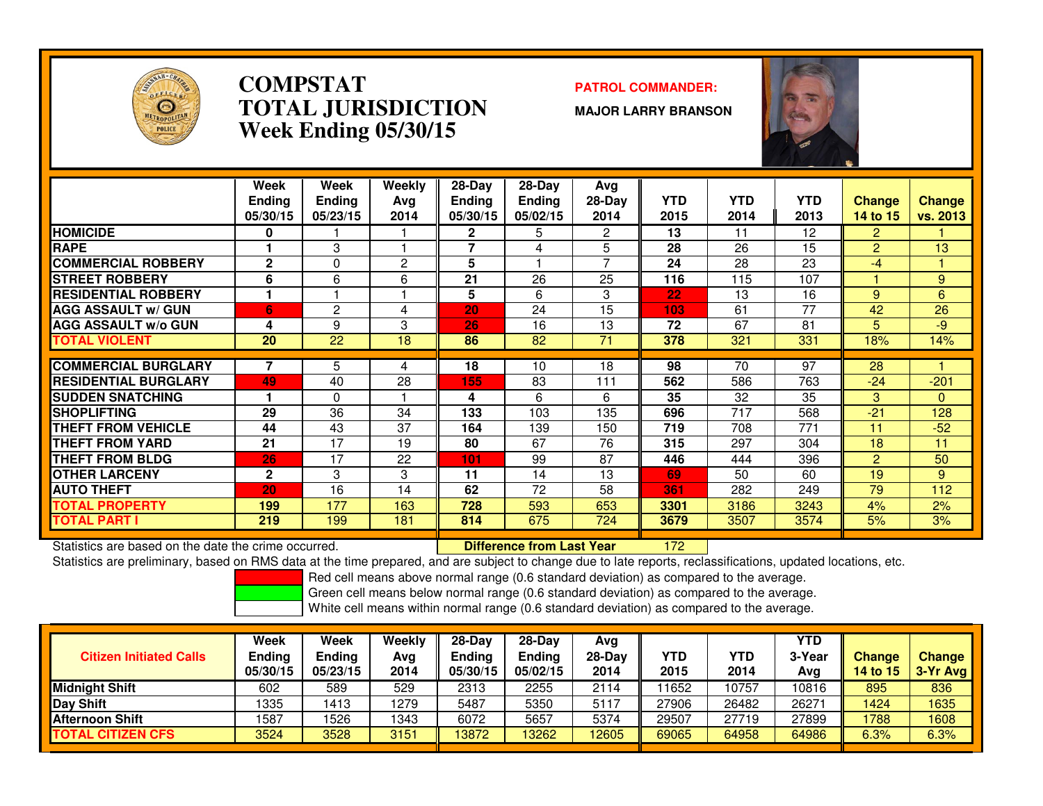# COMPSTAT
# TOTAL JURISDICTION
## Week Ending 05/30/15

**PATROL COMMANDER:**

**MAJOR LARRY BRANSON**

| | Week Ending 05/30/15 | Week Ending 05/23/15 | Weekly Avg 2014 | 28-Day Ending 05/30/15 | 28-Day Ending 05/02/15 | Avg 28-Day 2014 | YTD 2015 | YTD 2014 | YTD 2013 | Change 14 to 15 | Change vs. 2013 |
|---|---|---|---|---|---|---|---|---|---|---|---|
| **HOMICIDE** | 0 | 1 | 1 | 2 | 5 | 2 | 13 | 11 | 12 | 2 | 1 |
| **RAPE** | 1 | 3 | 1 | 7 | 4 | 5 | 28 | 26 | 15 | 2 | 13 |
| **COMMERCIAL ROBBERY** | 2 | 0 | 2 | 5 | 1 | 7 | 24 | 28 | 23 | -4 | 1 |
| **STREET ROBBERY** | 6 | 6 | 6 | 21 | 26 | 25 | 116 | 115 | 107 | 1 | 9 |
| **RESIDENTIAL ROBBERY** | 1 | 1 | 1 | 5 | 6 | 3 | 22 | 13 | 16 | 9 | 6 |
| **AGG ASSAULT w/ GUN** | 6 | 2 | 4 | 20 | 24 | 15 | 103 | 61 | 77 | 42 | 26 |
| **AGG ASSAULT w/o GUN** | 4 | 9 | 3 | 26 | 16 | 13 | 72 | 67 | 81 | 5 | -9 |
| **TOTAL VIOLENT** | 20 | 22 | 18 | 86 | 82 | 71 | 378 | 321 | 331 | 18% | 14% |
| **COMMERCIAL BURGLARY** | 7 | 5 | 4 | 18 | 10 | 18 | 98 | 70 | 97 | 28 | 1 |
| **RESIDENTIAL BURGLARY** | 49 | 40 | 28 | 155 | 83 | 111 | 562 | 586 | 763 | -24 | -201 |
| **SUDDEN SNATCHING** | 1 | 0 | 1 | 4 | 6 | 6 | 35 | 32 | 35 | 3 | 0 |
| **SHOPLIFTING** | 29 | 36 | 34 | 133 | 103 | 135 | 696 | 717 | 568 | -21 | 128 |
| **THEFT FROM VEHICLE** | 44 | 43 | 37 | 164 | 139 | 150 | 719 | 708 | 771 | 11 | -52 |
| **THEFT FROM YARD** | 21 | 17 | 19 | 80 | 67 | 76 | 315 | 297 | 304 | 18 | 11 |
| **THEFT FROM BLDG** | 26 | 17 | 22 | 101 | 99 | 87 | 446 | 444 | 396 | 2 | 50 |
| **OTHER LARCENY** | 2 | 3 | 3 | 11 | 14 | 13 | 69 | 50 | 60 | 19 | 9 |
| **AUTO THEFT** | 20 | 16 | 14 | 62 | 72 | 58 | 361 | 282 | 249 | 79 | 112 |
| **TOTAL PROPERTY** | 199 | 177 | 163 | 728 | 593 | 653 | 3301 | 3186 | 3243 | 4% | 2% |
| **TOTAL PART I** | 219 | 199 | 181 | 814 | 675 | 724 | 3679 | 3507 | 3574 | 5% | 3% |

Statistics are based on the date the crime occurred. **Difference from Last Year** 172

Statistics are preliminary, based on RMS data at the time prepared, and are subject to change due to late reports, reclassifications, updated locations, etc.

Red cell means above normal range (0.6 standard deviation) as compared to the average.
Green cell means below normal range (0.6 standard deviation) as compared to the average.
White cell means within normal range (0.6 standard deviation) as compared to the average.

| Citizen Initiated Calls | Week Ending 05/30/15 | Week Ending 05/23/15 | Weekly Avg 2014 | 28-Day Ending 05/30/15 | 28-Day Ending 05/02/15 | Avg 28-Day 2014 | YTD 2015 | YTD 2014 | YTD 3-Year Avg | Change 14 to 15 | Change 3-Yr Avg |
|---|---|---|---|---|---|---|---|---|---|---|---|
| **Midnight Shift** | 602 | 589 | 529 | 2313 | 2255 | 2114 | 11652 | 10757 | 10816 | 895 | 836 |
| **Day Shift** | 1335 | 1413 | 1279 | 5487 | 5350 | 5117 | 27906 | 26482 | 26271 | 1424 | 1635 |
| **Afternoon Shift** | 1587 | 1526 | 1343 | 6072 | 5657 | 5374 | 29507 | 27719 | 27899 | 1788 | 1608 |
| **TOTAL CITIZEN CFS** | 3524 | 3528 | 3151 | 13872 | 13262 | 12605 | 69065 | 64958 | 64986 | 6.3% | 6.3% |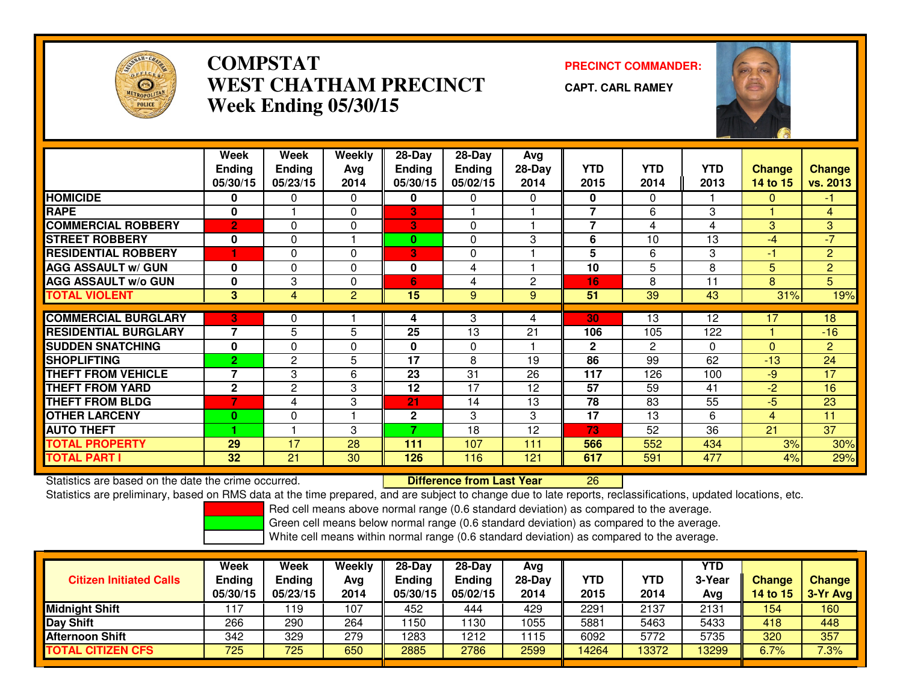# COMPSTAT
# WEST CHATHAM PRECINCT
## Week Ending 05/30/15

**PRECINCT COMMANDER:**

**CAPT. CARL RAMEY**

| | Week Ending 05/30/15 | Week Ending 05/23/15 | Weekly Avg 2014 | 28-Day Ending 05/30/15 | 28-Day Ending 05/02/15 | Avg 28-Day 2014 | YTD 2015 | YTD 2014 | YTD 2013 | Change 14 to 15 | Change vs. 2013 |
|---|---|---|---|---|---|---|---|---|---|---|---|
| **HOMICIDE** | 0 | 0 | 0 | 0 | 0 | 0 | 0 | 0 | 1 | 0 | -1 |
| **RAPE** | 0 | 1 | 0 | 3 | 1 | 1 | 7 | 6 | 3 | 1 | 4 |
| **COMMERCIAL ROBBERY** | 2 | 0 | 0 | 3 | 0 | 1 | 7 | 4 | 4 | 3 | 3 |
| **STREET ROBBERY** | 0 | 0 | 1 | 0 | 0 | 3 | 6 | 10 | 13 | -4 | -7 |
| **RESIDENTIAL ROBBERY** | 1 | 0 | 0 | 3 | 0 | 1 | 5 | 6 | 3 | -1 | 2 |
| **AGG ASSAULT w/ GUN** | 0 | 0 | 0 | 0 | 4 | 1 | 10 | 5 | 8 | 5 | 2 |
| **AGG ASSAULT w/o GUN** | 0 | 3 | 0 | 6 | 4 | 2 | 16 | 8 | 11 | 8 | 5 |
| **TOTAL VIOLENT** | 3 | 4 | 2 | 15 | 9 | 9 | 51 | 39 | 43 | 31% | 19% |
| **COMMERCIAL BURGLARY** | 3 | 0 | 1 | 4 | 3 | 4 | 30 | 13 | 12 | 17 | 18 |
| **RESIDENTIAL BURGLARY** | 7 | 5 | 5 | 25 | 13 | 21 | 106 | 105 | 122 | 1 | -16 |
| **SUDDEN SNATCHING** | 0 | 0 | 0 | 0 | 0 | 1 | 2 | 2 | 0 | 0 | 2 |
| **SHOPLIFTING** | 2 | 2 | 5 | 17 | 8 | 19 | 86 | 99 | 62 | -13 | 24 |
| **THEFT FROM VEHICLE** | 7 | 3 | 6 | 23 | 31 | 26 | 117 | 126 | 100 | -9 | 17 |
| **THEFT FROM YARD** | 2 | 2 | 3 | 12 | 17 | 12 | 57 | 59 | 41 | -2 | 16 |
| **THEFT FROM BLDG** | 7 | 4 | 3 | 21 | 14 | 13 | 78 | 83 | 55 | -5 | 23 |
| **OTHER LARCENY** | 0 | 0 | 1 | 2 | 3 | 3 | 17 | 13 | 6 | 4 | 11 |
| **AUTO THEFT** | 1 | 1 | 3 | 7 | 18 | 12 | 73 | 52 | 36 | 21 | 37 |
| **TOTAL PROPERTY** | 29 | 17 | 28 | 111 | 107 | 111 | 566 | 552 | 434 | 3% | 30% |
| **TOTAL PART I** | 32 | 21 | 30 | 126 | 116 | 121 | 617 | 591 | 477 | 4% | 29% |

Statistics are based on the date the crime occurred. **Difference from Last Year** 26

Statistics are preliminary, based on RMS data at the time prepared, and are subject to change due to late reports, reclassifications, updated locations, etc.

Red cell means above normal range (0.6 standard deviation) as compared to the average.
Green cell means below normal range (0.6 standard deviation) as compared to the average.
White cell means within normal range (0.6 standard deviation) as compared to the average.

| Citizen Initiated Calls | Week Ending 05/30/15 | Week Ending 05/23/15 | Weekly Avg 2014 | 28-Day Ending 05/30/15 | 28-Day Ending 05/02/15 | Avg 28-Day 2014 | YTD 2015 | YTD 2014 | YTD 3-Year Avg | Change 14 to 15 | Change 3-Yr Avg |
|---|---|---|---|---|---|---|---|---|---|---|---|
| **Midnight Shift** | 117 | 119 | 107 | 452 | 444 | 429 | 2291 | 2137 | 2131 | 154 | 160 |
| **Day Shift** | 266 | 290 | 264 | 1150 | 1130 | 1055 | 5881 | 5463 | 5433 | 418 | 448 |
| **Afternoon Shift** | 342 | 329 | 279 | 1283 | 1212 | 1115 | 6092 | 5772 | 5735 | 320 | 357 |
| **TOTAL CITIZEN CFS** | 725 | 725 | 650 | 2885 | 2786 | 2599 | 14264 | 13372 | 13299 | 6.7% | 7.3% |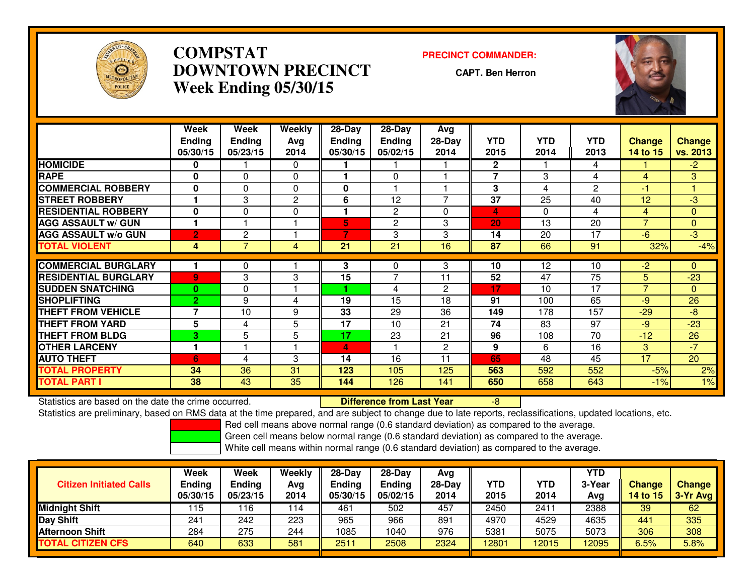# COMPSTAT
# DOWNTOWN PRECINCT
## Week Ending 05/30/15

**PRECINCT COMMANDER:**

**CAPT. Ben Herron**

| | Week Ending 05/30/15 | Week Ending 05/23/15 | Weekly Avg 2014 | 28-Day Ending 05/30/15 | 28-Day Ending 05/02/15 | Avg 28-Day 2014 | YTD 2015 | YTD 2014 | YTD 2013 | Change 14 to 15 | Change vs. 2013 |
|---|---|---|---|---|---|---|---|---|---|---|---|
| HOMICIDE | 0 | 1 | 0 | 1 | 1 | 1 | 2 | 1 | 4 | 1 | -2 |
| RAPE | 0 | 0 | 0 | 1 | 0 | 1 | 7 | 3 | 4 | 4 | 3 |
| COMMERCIAL ROBBERY | 0 | 0 | 0 | 0 | 1 | 1 | 3 | 4 | 2 | -1 | 1 |
| STREET ROBBERY | 1 | 3 | 2 | 6 | 12 | 7 | 37 | 25 | 40 | 12 | -3 |
| RESIDENTIAL ROBBERY | 0 | 0 | 0 | 1 | 2 | 0 | 4 | 0 | 4 | 4 | 0 |
| AGG ASSAULT w/ GUN | 1 | 1 | 1 | 5 | 2 | 3 | 20 | 13 | 20 | 7 | 0 |
| AGG ASSAULT w/o GUN | 2 | 2 | 1 | 7 | 3 | 3 | 14 | 20 | 17 | -6 | -3 |
| TOTAL VIOLENT | 4 | 7 | 4 | 21 | 21 | 16 | 87 | 66 | 91 | 32% | -4% |
| COMMERCIAL BURGLARY | 1 | 0 | 1 | 3 | 0 | 3 | 10 | 12 | 10 | -2 | 0 |
| RESIDENTIAL BURGLARY | 9 | 3 | 3 | 15 | 7 | 11 | 52 | 47 | 75 | 5 | -23 |
| SUDDEN SNATCHING | 0 | 0 | 1 | 1 | 4 | 2 | 17 | 10 | 17 | 7 | 0 |
| SHOPLIFTING | 2 | 9 | 4 | 19 | 15 | 18 | 91 | 100 | 65 | -9 | 26 |
| THEFT FROM VEHICLE | 7 | 10 | 9 | 33 | 29 | 36 | 149 | 178 | 157 | -29 | -8 |
| THEFT FROM YARD | 5 | 4 | 5 | 17 | 10 | 21 | 74 | 83 | 97 | -9 | -23 |
| THEFT FROM BLDG | 3 | 5 | 5 | 17 | 23 | 21 | 96 | 108 | 70 | -12 | 26 |
| OTHER LARCENY | 1 | 1 | 1 | 4 | 1 | 2 | 9 | 6 | 16 | 3 | -7 |
| AUTO THEFT | 6 | 4 | 3 | 14 | 16 | 11 | 65 | 48 | 45 | 17 | 20 |
| TOTAL PROPERTY | 34 | 36 | 31 | 123 | 105 | 125 | 563 | 592 | 552 | -5% | 2% |
| TOTAL PART I | 38 | 43 | 35 | 144 | 126 | 141 | 650 | 658 | 643 | -1% | 1% |

Statistics are based on the date the crime occurred. **Difference from Last Year** -8

Statistics are preliminary, based on RMS data at the time prepared, and are subject to change due to late reports, reclassifications, updated locations, etc.

Red cell means above normal range (0.6 standard deviation) as compared to the average.
Green cell means below normal range (0.6 standard deviation) as compared to the average.
White cell means within normal range (0.6 standard deviation) as compared to the average.

| Citizen Initiated Calls | Week Ending 05/30/15 | Week Ending 05/23/15 | Weekly Avg 2014 | 28-Day Ending 05/30/15 | 28-Day Ending 05/02/15 | Avg 28-Day 2014 | YTD 2015 | YTD 2014 | YTD 3-Year Avg | Change 14 to 15 | Change 3-Yr Avg |
|---|---|---|---|---|---|---|---|---|---|---|---|
| Midnight Shift | 115 | 116 | 114 | 461 | 502 | 457 | 2450 | 2411 | 2388 | 39 | 62 |
| Day Shift | 241 | 242 | 223 | 965 | 966 | 891 | 4970 | 4529 | 4635 | 441 | 335 |
| Afternoon Shift | 284 | 275 | 244 | 1085 | 1040 | 976 | 5381 | 5075 | 5073 | 306 | 308 |
| TOTAL CITIZEN CFS | 640 | 633 | 581 | 2511 | 2508 | 2324 | 12801 | 12015 | 12095 | 6.5% | 5.8% |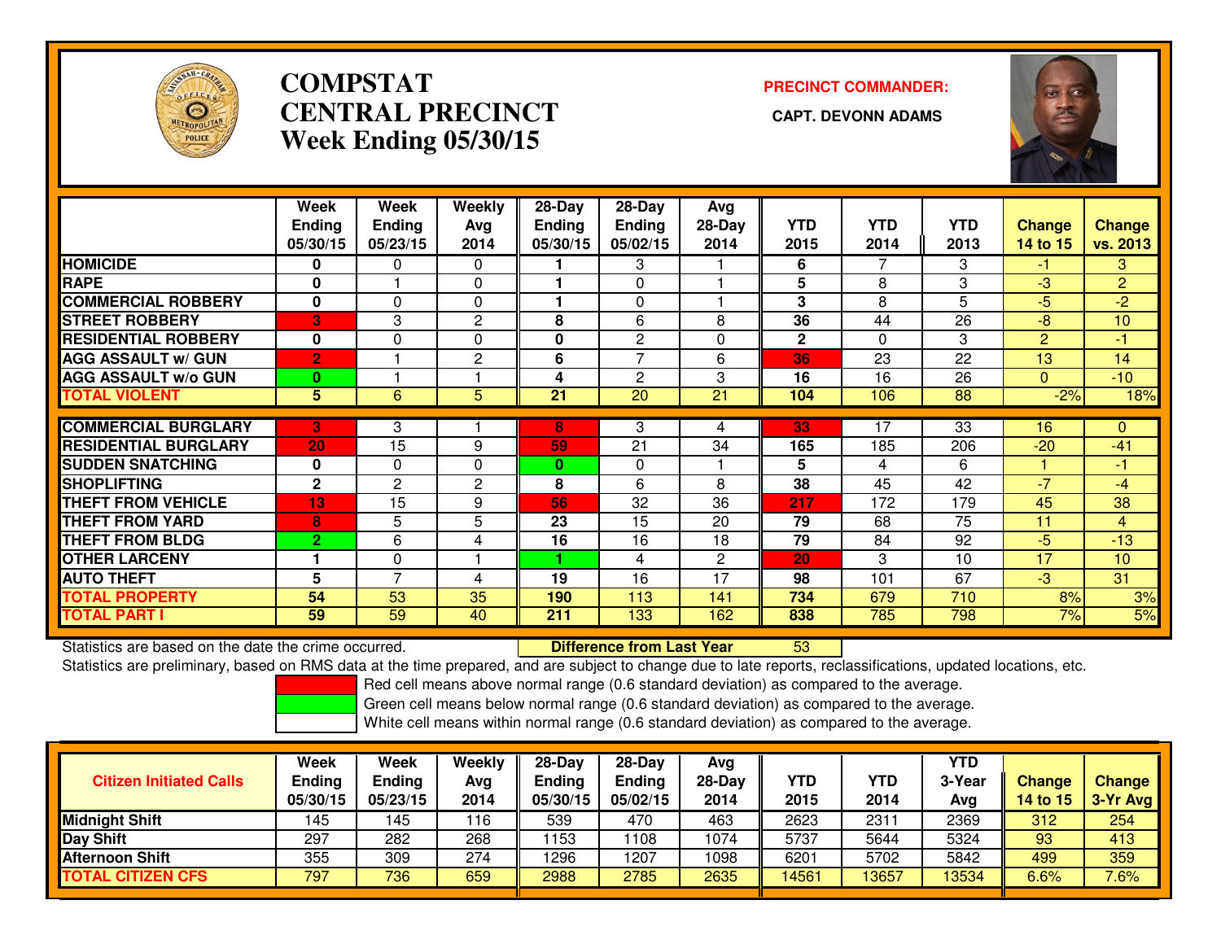# COMPSTAT CENTRAL PRECINCT
## Week Ending 05/30/15

**PRECINCT COMMANDER:**

**CAPT. DEVONN ADAMS**

| | Week Ending 05/30/15 | Week Ending 05/23/15 | Weekly Avg 2014 | 28-Day Ending 05/30/15 | 28-Day Ending 05/02/15 | Avg 28-Day 2014 | YTD 2015 | YTD 2014 | YTD 2013 | Change 14 to 15 | Change vs. 2013 |
|---|---|---|---|---|---|---|---|---|---|---|---|
| HOMICIDE | 0 | 0 | 0 | 1 | 3 | 1 | 6 | 7 | 3 | -1 | 3 |
| RAPE | 0 | 1 | 0 | 1 | 0 | 1 | 5 | 8 | 3 | -3 | 2 |
| COMMERCIAL ROBBERY | 0 | 0 | 0 | 1 | 0 | 1 | 3 | 8 | 5 | -5 | -2 |
| STREET ROBBERY | 3 | 3 | 2 | 8 | 6 | 8 | 36 | 44 | 26 | -8 | 10 |
| RESIDENTIAL ROBBERY | 0 | 0 | 0 | 0 | 2 | 0 | 2 | 0 | 3 | 2 | -1 |
| AGG ASSAULT w/ GUN | 2 | 1 | 2 | 6 | 7 | 6 | 36 | 23 | 22 | 13 | 14 |
| AGG ASSAULT w/o GUN | 0 | 1 | 1 | 4 | 2 | 3 | 16 | 16 | 26 | 0 | -10 |
| TOTAL VIOLENT | 5 | 6 | 5 | 21 | 20 | 21 | 104 | 106 | 88 | -2% | 18% |
| COMMERCIAL BURGLARY | 3 | 3 | 1 | 8 | 3 | 4 | 33 | 17 | 33 | 16 | 0 |
| RESIDENTIAL BURGLARY | 20 | 15 | 9 | 59 | 21 | 34 | 165 | 185 | 206 | -20 | -41 |
| SUDDEN SNATCHING | 0 | 0 | 0 | 0 | 0 | 1 | 5 | 4 | 6 | 1 | -1 |
| SHOPLIFTING | 2 | 2 | 2 | 8 | 6 | 8 | 38 | 45 | 42 | -7 | -4 |
| THEFT FROM VEHICLE | 13 | 15 | 9 | 56 | 32 | 36 | 217 | 172 | 179 | 45 | 38 |
| THEFT FROM YARD | 8 | 5 | 5 | 23 | 15 | 20 | 79 | 68 | 75 | 11 | 4 |
| THEFT FROM BLDG | 2 | 6 | 4 | 16 | 16 | 18 | 79 | 84 | 92 | -5 | -13 |
| OTHER LARCENY | 1 | 0 | 1 | 1 | 4 | 2 | 20 | 3 | 10 | 17 | 10 |
| AUTO THEFT | 5 | 7 | 4 | 19 | 16 | 17 | 98 | 101 | 67 | -3 | 31 |
| TOTAL PROPERTY | 54 | 53 | 35 | 190 | 113 | 141 | 734 | 679 | 710 | 8% | 3% |
| TOTAL PART I | 59 | 59 | 40 | 211 | 133 | 162 | 838 | 785 | 798 | 7% | 5% |

Statistics are based on the date the crime occurred. **Difference from Last Year** 53

Statistics are preliminary, based on RMS data at the time prepared, and are subject to change due to late reports, reclassifications, updated locations, etc.

Red cell means above normal range (0.6 standard deviation) as compared to the average.

Green cell means below normal range (0.6 standard deviation) as compared to the average.

White cell means within normal range (0.6 standard deviation) as compared to the average.

| Citizen Initiated Calls | Week Ending 05/30/15 | Week Ending 05/23/15 | Weekly Avg 2014 | 28-Day Ending 05/30/15 | 28-Day Ending 05/02/15 | Avg 28-Day 2014 | YTD 2015 | YTD 2014 | YTD 3-Year Avg | Change 14 to 15 | Change 3-Yr Avg |
|---|---|---|---|---|---|---|---|---|---|---|---|
| Midnight Shift | 145 | 145 | 116 | 539 | 470 | 463 | 2623 | 2311 | 2369 | 312 | 254 |
| Day Shift | 297 | 282 | 268 | 1153 | 1108 | 1074 | 5737 | 5644 | 5324 | 93 | 413 |
| Afternoon Shift | 355 | 309 | 274 | 1296 | 1207 | 1098 | 6201 | 5702 | 5842 | 499 | 359 |
| TOTAL CITIZEN CFS | 797 | 736 | 659 | 2988 | 2785 | 2635 | 14561 | 13657 | 13534 | 6.6% | 7.6% |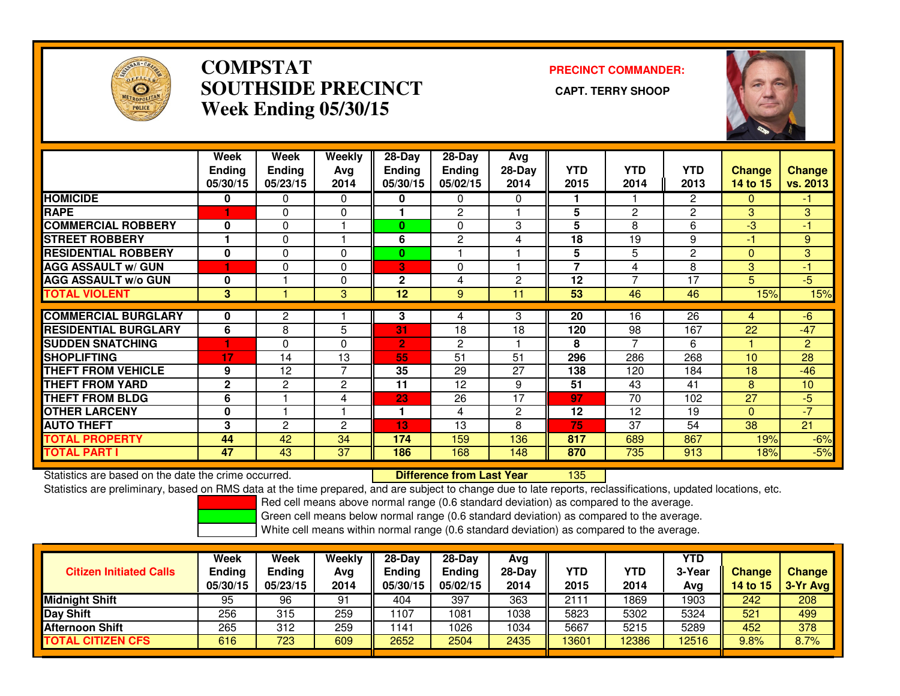# COMPSTAT SOUTHSIDE PRECINCT
## Week Ending 05/30/15

**PRECINCT COMMANDER:**

**CAPT. TERRY SHOOP**

| | Week Ending 05/30/15 | Week Ending 05/23/15 | Weekly Avg 2014 | 28-Day Ending 05/30/15 | 28-Day Ending 05/02/15 | Avg 28-Day 2014 | YTD 2015 | YTD 2014 | YTD 2013 | Change 14 to 15 | Change vs. 2013 |
|---|---|---|---|---|---|---|---|---|---|---|---|
| HOMICIDE | 0 | 0 | 0 | 0 | 0 | 0 | 1 | 1 | 2 | 0 | -1 |
| RAPE | 1 | 0 | 0 | 1 | 2 | 1 | 5 | 2 | 2 | 3 | 3 |
| COMMERCIAL ROBBERY | 0 | 0 | 1 | 0 | 0 | 3 | 5 | 8 | 6 | -3 | -1 |
| STREET ROBBERY | 1 | 0 | 1 | 6 | 2 | 4 | 18 | 19 | 9 | -1 | 9 |
| RESIDENTIAL ROBBERY | 0 | 0 | 0 | 0 | 1 | 1 | 5 | 5 | 2 | 0 | 3 |
| AGG ASSAULT w/ GUN | 1 | 0 | 0 | 3 | 0 | 1 | 7 | 4 | 8 | 3 | -1 |
| AGG ASSAULT w/o GUN | 0 | 1 | 0 | 2 | 4 | 2 | 12 | 7 | 17 | 5 | -5 |
| TOTAL VIOLENT | 3 | 1 | 3 | 12 | 9 | 11 | 53 | 46 | 46 | 15% | 15% |
| COMMERCIAL BURGLARY | 0 | 2 | 1 | 3 | 4 | 3 | 20 | 16 | 26 | 4 | -6 |
| RESIDENTIAL BURGLARY | 6 | 8 | 5 | 31 | 18 | 18 | 120 | 98 | 167 | 22 | -47 |
| SUDDEN SNATCHING | 1 | 0 | 0 | 2 | 2 | 1 | 8 | 7 | 6 | 1 | 2 |
| SHOPLIFTING | 17 | 14 | 13 | 55 | 51 | 51 | 296 | 286 | 268 | 10 | 28 |
| THEFT FROM VEHICLE | 9 | 12 | 7 | 35 | 29 | 27 | 138 | 120 | 184 | 18 | -46 |
| THEFT FROM YARD | 2 | 2 | 2 | 11 | 12 | 9 | 51 | 43 | 41 | 8 | 10 |
| THEFT FROM BLDG | 6 | 1 | 4 | 23 | 26 | 17 | 97 | 70 | 102 | 27 | -5 |
| OTHER LARCENY | 0 | 1 | 1 | 1 | 4 | 2 | 12 | 12 | 19 | 0 | -7 |
| AUTO THEFT | 3 | 2 | 2 | 13 | 13 | 8 | 75 | 37 | 54 | 38 | 21 |
| TOTAL PROPERTY | 44 | 42 | 34 | 174 | 159 | 136 | 817 | 689 | 867 | 19% | -6% |
| TOTAL PART I | 47 | 43 | 37 | 186 | 168 | 148 | 870 | 735 | 913 | 18% | -5% |

Statistics are based on the date the crime occurred. **Difference from Last Year** 135

Statistics are preliminary, based on RMS data at the time prepared, and are subject to change due to late reports, reclassifications, updated locations, etc.

Red cell means above normal range (0.6 standard deviation) as compared to the average.

Green cell means below normal range (0.6 standard deviation) as compared to the average.

White cell means within normal range (0.6 standard deviation) as compared to the average.

| Citizen Initiated Calls | Week Ending 05/30/15 | Week Ending 05/23/15 | Weekly Avg 2014 | 28-Day Ending 05/30/15 | 28-Day Ending 05/02/15 | Avg 28-Day 2014 | YTD 2015 | YTD 2014 | YTD 3-Year Avg | Change 14 to 15 | Change 3-Yr Avg |
|---|---|---|---|---|---|---|---|---|---|---|---|
| Midnight Shift | 95 | 96 | 91 | 404 | 397 | 363 | 2111 | 1869 | 1903 | 242 | 208 |
| Day Shift | 256 | 315 | 259 | 1107 | 1081 | 1038 | 5823 | 5302 | 5324 | 521 | 499 |
| Afternoon Shift | 265 | 312 | 259 | 1141 | 1026 | 1034 | 5667 | 5215 | 5289 | 452 | 378 |
| TOTAL CITIZEN CFS | 616 | 723 | 609 | 2652 | 2504 | 2435 | 13601 | 12386 | 12516 | 9.8% | 8.7% |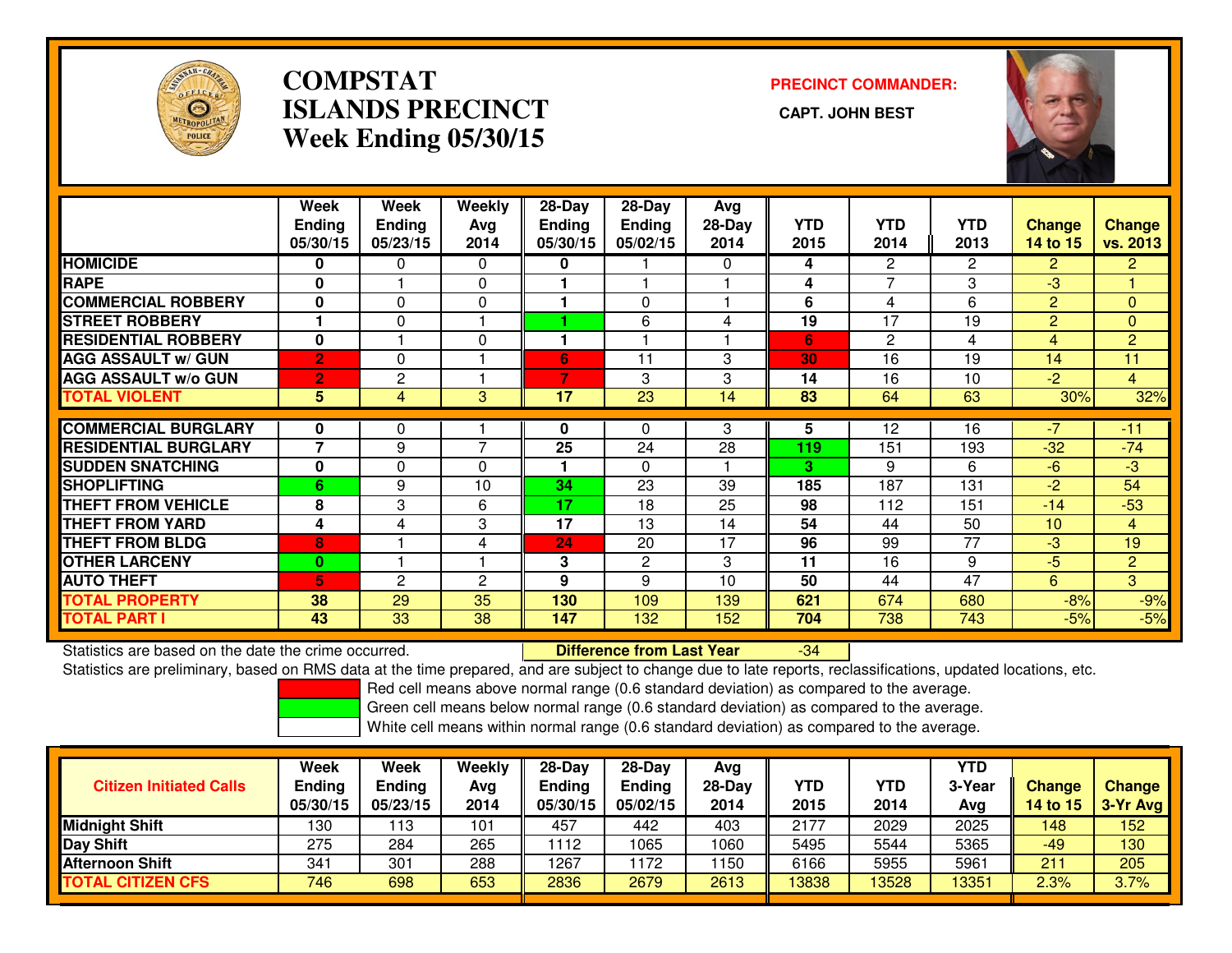# COMPSTAT
# ISLANDS PRECINCT
# Week Ending 05/30/15

**PRECINCT COMMANDER:**

**CAPT. JOHN BEST**

| | Week Ending 05/30/15 | Week Ending 05/23/15 | Weekly Avg 2014 | 28-Day Ending 05/30/15 | 28-Day Ending 05/02/15 | Avg 28-Day 2014 | YTD 2015 | YTD 2014 | YTD 2013 | Change 14 to 15 | Change vs. 2013 |
|---|---|---|---|---|---|---|---|---|---|---|---|
| HOMICIDE | 0 | 0 | 0 | 0 | 1 | 0 | 4 | 2 | 2 | 2 | 2 |
| RAPE | 0 | 1 | 0 | 1 | 1 | 1 | 4 | 7 | 3 | -3 | 1 |
| COMMERCIAL ROBBERY | 0 | 0 | 0 | 1 | 0 | 1 | 6 | 4 | 6 | 2 | 0 |
| STREET ROBBERY | 1 | 0 | 1 | 1 | 6 | 4 | 19 | 17 | 19 | 2 | 0 |
| RESIDENTIAL ROBBERY | 0 | 1 | 0 | 1 | 1 | 1 | 6 | 2 | 4 | 4 | 2 |
| AGG ASSAULT w/ GUN | 2 | 0 | 1 | 6 | 11 | 3 | 30 | 16 | 19 | 14 | 11 |
| AGG ASSAULT w/o GUN | 2 | 2 | 1 | 7 | 3 | 3 | 14 | 16 | 10 | -2 | 4 |
| TOTAL VIOLENT | 5 | 4 | 3 | 17 | 23 | 14 | 83 | 64 | 63 | 30% | 32% |
| COMMERCIAL BURGLARY | 0 | 0 | 1 | 0 | 0 | 3 | 5 | 12 | 16 | -7 | -11 |
| RESIDENTIAL BURGLARY | 7 | 9 | 7 | 25 | 24 | 28 | 119 | 151 | 193 | -32 | -74 |
| SUDDEN SNATCHING | 0 | 0 | 0 | 1 | 0 | 1 | 3 | 9 | 6 | -6 | -3 |
| SHOPLIFTING | 6 | 9 | 10 | 34 | 23 | 39 | 185 | 187 | 131 | -2 | 54 |
| THEFT FROM VEHICLE | 8 | 3 | 6 | 17 | 18 | 25 | 98 | 112 | 151 | -14 | -53 |
| THEFT FROM YARD | 4 | 4 | 3 | 17 | 13 | 14 | 54 | 44 | 50 | 10 | 4 |
| THEFT FROM BLDG | 8 | 1 | 4 | 24 | 20 | 17 | 96 | 99 | 77 | -3 | 19 |
| OTHER LARCENY | 0 | 1 | 1 | 3 | 2 | 3 | 11 | 16 | 9 | -5 | 2 |
| AUTO THEFT | 5 | 2 | 2 | 9 | 9 | 10 | 50 | 44 | 47 | 6 | 3 |
| TOTAL PROPERTY | 38 | 29 | 35 | 130 | 109 | 139 | 621 | 674 | 680 | -8% | -9% |
| TOTAL PART I | 43 | 33 | 38 | 147 | 132 | 152 | 704 | 738 | 743 | -5% | -5% |

Statistics are based on the date the crime occurred. **Difference from Last Year** -34

Statistics are preliminary, based on RMS data at the time prepared, and are subject to change due to late reports, reclassifications, updated locations, etc.

Red cell means above normal range (0.6 standard deviation) as compared to the average.

Green cell means below normal range (0.6 standard deviation) as compared to the average.

White cell means within normal range (0.6 standard deviation) as compared to the average.

| Citizen Initiated Calls | Week Ending 05/30/15 | Week Ending 05/23/15 | Weekly Avg 2014 | 28-Day Ending 05/30/15 | 28-Day Ending 05/02/15 | Avg 28-Day 2014 | YTD 2015 | YTD 2014 | YTD 3-Year Avg | Change 14 to 15 | Change 3-Yr Avg |
|---|---|---|---|---|---|---|---|---|---|---|---|
| Midnight Shift | 130 | 113 | 101 | 457 | 442 | 403 | 2177 | 2029 | 2025 | 148 | 152 |
| Day Shift | 275 | 284 | 265 | 1112 | 1065 | 1060 | 5495 | 5544 | 5365 | -49 | 130 |
| Afternoon Shift | 341 | 301 | 288 | 1267 | 1172 | 1150 | 6166 | 5955 | 5961 | 211 | 205 |
| TOTAL CITIZEN CFS | 746 | 698 | 653 | 2836 | 2679 | 2613 | 13838 | 13528 | 13351 | 2.3% | 3.7% |